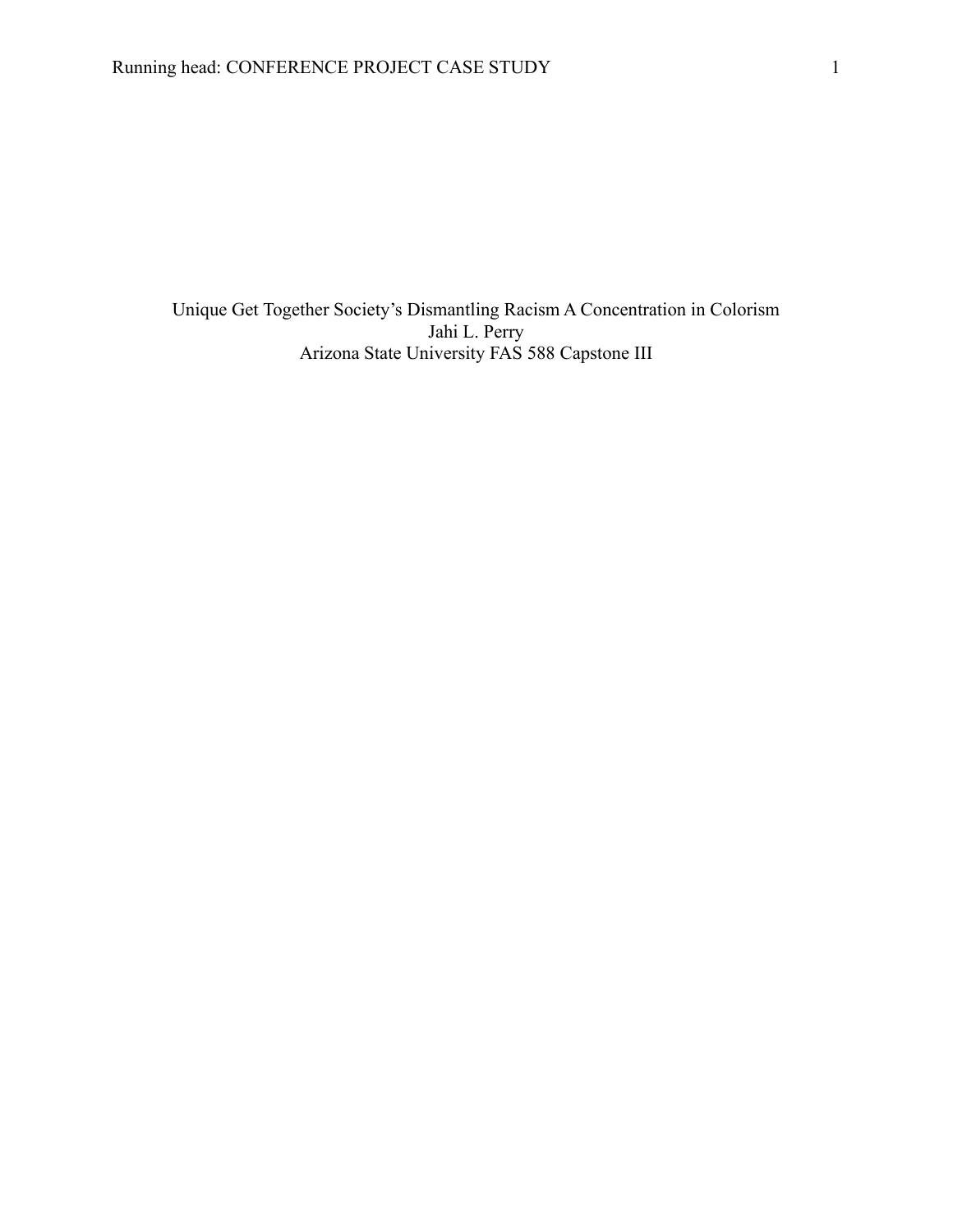Unique Get Together Society's Dismantling Racism A Concentration in Colorism

Jahi L. Perry

Arizona State University FAS 588 Capstone III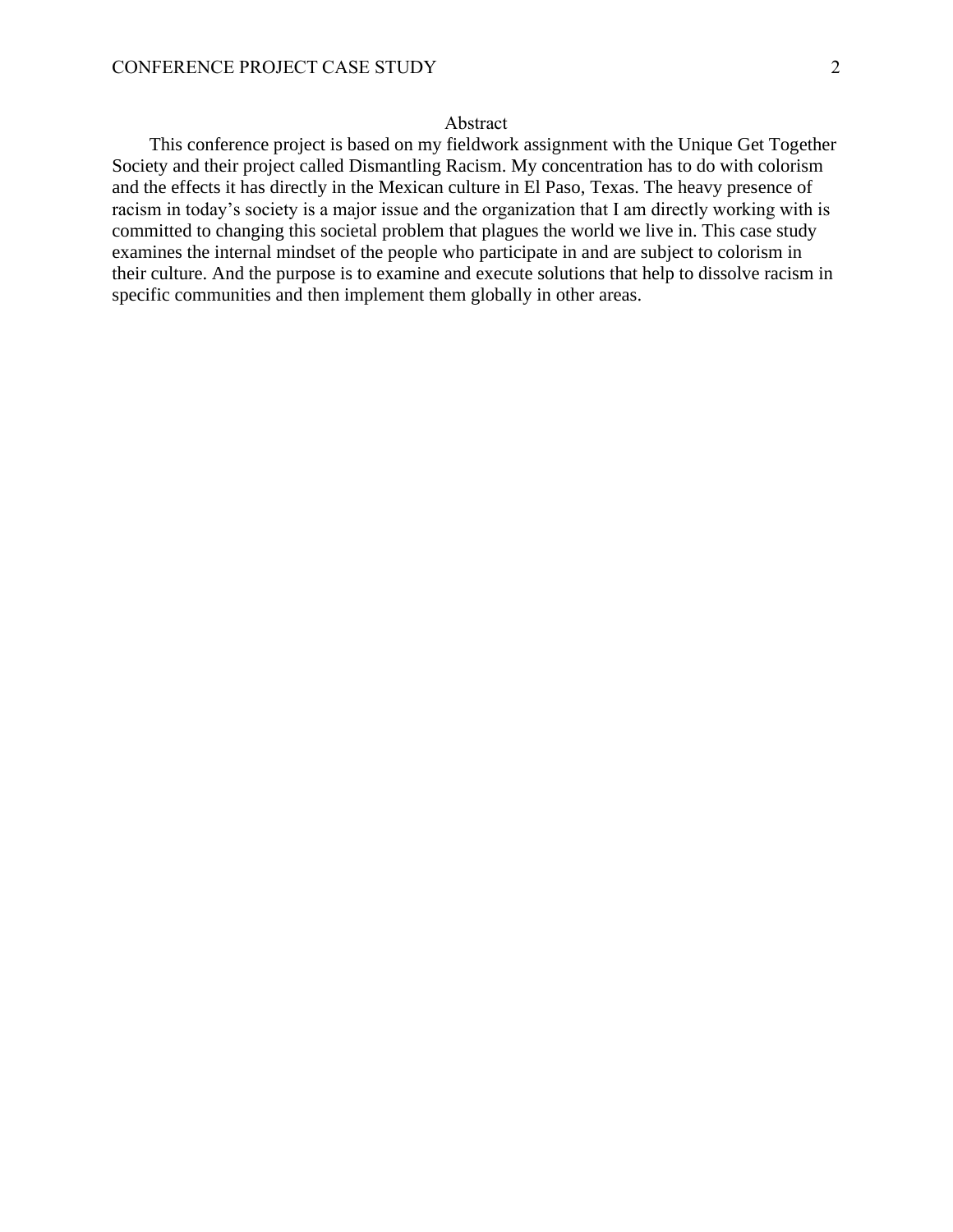# Abstract

This conference project is based on my fieldwork assignment with the Unique Get Together Society and their project called Dismantling Racism. My concentration has to do with colorism and the effects it has directly in the Mexican culture in El Paso, Texas. The heavy presence of racism in today's society is a major issue and the organization that I am directly working with is committed to changing this societal problem that plagues the world we live in. This case study examines the internal mindset of the people who participate in and are subject to colorism in their culture. And the purpose is to examine and execute solutions that help to dissolve racism in specific communities and then implement them globally in other areas.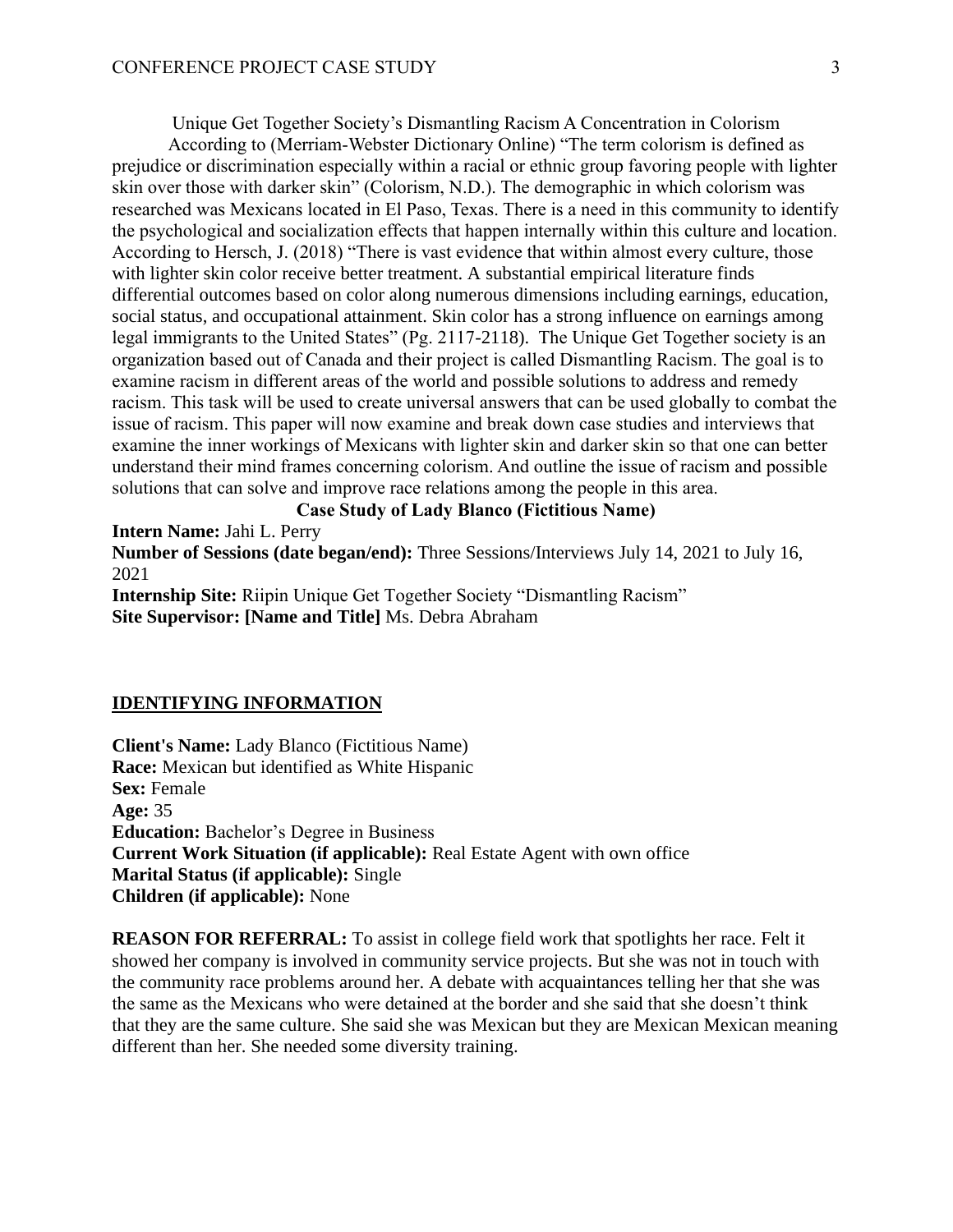Unique Get Together Society's Dismantling Racism A Concentration in Colorism

According to (Merriam-Webster Dictionary Online) "The term colorism is defined as prejudice or discrimination especially within a racial or ethnic group favoring people with lighter skin over those with darker skin" (Colorism, N.D.). The demographic in which colorism was researched was Mexicans located in El Paso, Texas. There is a need in this community to identify the psychological and socialization effects that happen internally within this culture and location. According to Hersch, J. (2018) "There is vast evidence that within almost every culture, those with lighter skin color receive better treatment. A substantial empirical literature finds differential outcomes based on color along numerous dimensions including earnings, education, social status, and occupational attainment. Skin color has a strong influence on earnings among legal immigrants to the United States" (Pg. 2117-2118). The Unique Get Together society is an organization based out of Canada and their project is called Dismantling Racism. The goal is to examine racism in different areas of the world and possible solutions to address and remedy racism. This task will be used to create universal answers that can be used globally to combat the issue of racism. This paper will now examine and break down case studies and interviews that examine the inner workings of Mexicans with lighter skin and darker skin so that one can better understand their mind frames concerning colorism. And outline the issue of racism and possible solutions that can solve and improve race relations among the people in this area.

**Case Study of Lady Blanco (Fictitious Name)**

**Intern Name:** Jahi L. Perry
**Number of Sessions (date began/end):** Three Sessions/Interviews July 14, 2021 to July 16, 2021
**Internship Site:** Riipin Unique Get Together Society "Dismantling Racism"
**Site Supervisor: [Name and Title]** Ms. Debra Abraham

**IDENTIFYING INFORMATION**

**Client's Name:** Lady Blanco (Fictitious Name)
**Race:** Mexican but identified as White Hispanic
**Sex:** Female
**Age:** 35
**Education:** Bachelor's Degree in Business
**Current Work Situation (if applicable):** Real Estate Agent with own office
**Marital Status (if applicable):** Single
**Children (if applicable):** None

**REASON FOR REFERRAL:** To assist in college field work that spotlights her race. Felt it showed her company is involved in community service projects. But she was not in touch with the community race problems around her. A debate with acquaintances telling her that she was the same as the Mexicans who were detained at the border and she said that she doesn't think that they are the same culture. She said she was Mexican but they are Mexican Mexican meaning different than her. She needed some diversity training.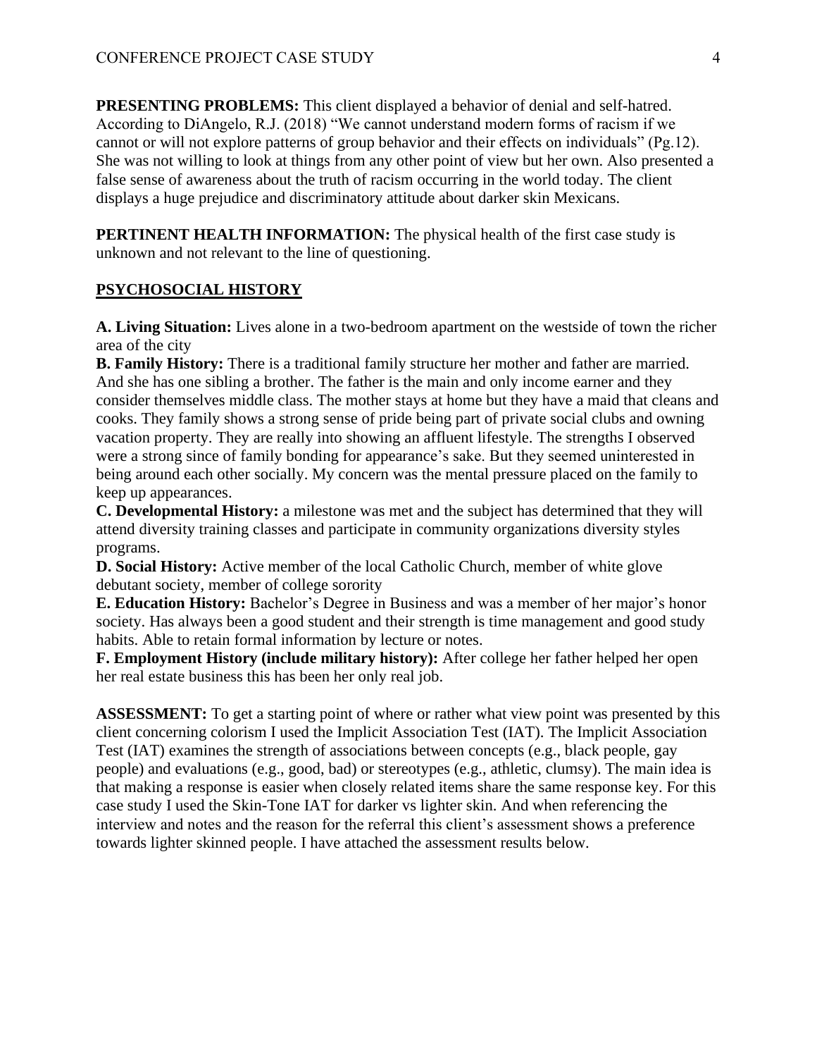**PRESENTING PROBLEMS:** This client displayed a behavior of denial and self-hatred. According to DiAngelo, R.J. (2018) "We cannot understand modern forms of racism if we cannot or will not explore patterns of group behavior and their effects on individuals" (Pg.12). She was not willing to look at things from any other point of view but her own. Also presented a false sense of awareness about the truth of racism occurring in the world today. The client displays a huge prejudice and discriminatory attitude about darker skin Mexicans.

**PERTINENT HEALTH INFORMATION:** The physical health of the first case study is unknown and not relevant to the line of questioning.

## PSYCHOSOCIAL HISTORY

**A. Living Situation:** Lives alone in a two-bedroom apartment on the westside of town the richer area of the city

**B. Family History:** There is a traditional family structure her mother and father are married. And she has one sibling a brother. The father is the main and only income earner and they consider themselves middle class. The mother stays at home but they have a maid that cleans and cooks. They family shows a strong sense of pride being part of private social clubs and owning vacation property. They are really into showing an affluent lifestyle. The strengths I observed were a strong since of family bonding for appearance's sake. But they seemed uninterested in being around each other socially. My concern was the mental pressure placed on the family to keep up appearances.

**C. Developmental History:** a milestone was met and the subject has determined that they will attend diversity training classes and participate in community organizations diversity styles programs.

**D. Social History:** Active member of the local Catholic Church, member of white glove debutant society, member of college sorority

**E. Education History:** Bachelor's Degree in Business and was a member of her major's honor society. Has always been a good student and their strength is time management and good study habits. Able to retain formal information by lecture or notes.

**F. Employment History (include military history):** After college her father helped her open her real estate business this has been her only real job.

**ASSESSMENT:** To get a starting point of where or rather what view point was presented by this client concerning colorism I used the Implicit Association Test (IAT). The Implicit Association Test (IAT) examines the strength of associations between concepts (e.g., black people, gay people) and evaluations (e.g., good, bad) or stereotypes (e.g., athletic, clumsy). The main idea is that making a response is easier when closely related items share the same response key. For this case study I used the Skin-Tone IAT for darker vs lighter skin. And when referencing the interview and notes and the reason for the referral this client's assessment shows a preference towards lighter skinned people. I have attached the assessment results below.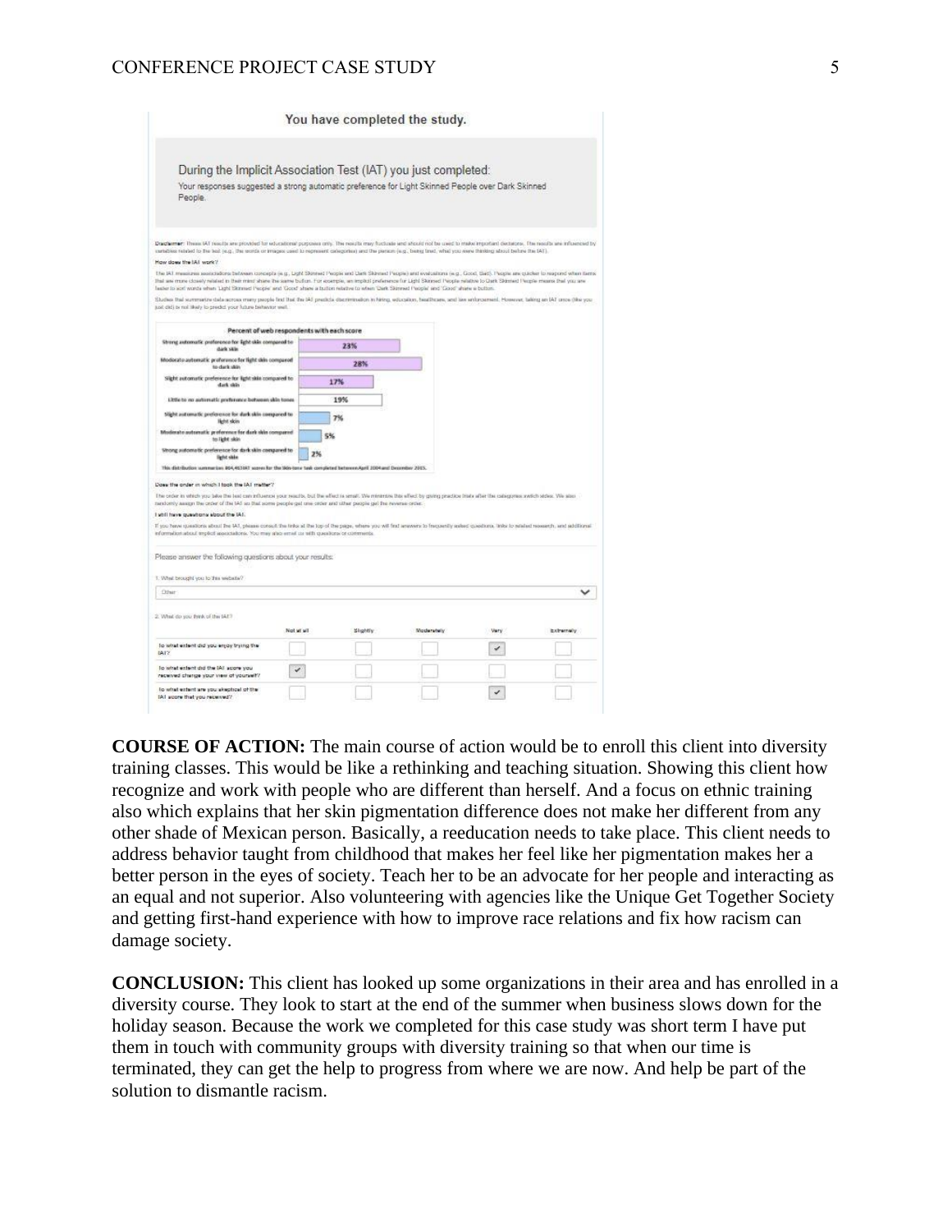You have completed the study.

During the Implicit Association Test (IAT) you just completed:

Your responses suggested a strong automatic preference for Light Skinned People over Dark Skinned People.

**Disclaimer:** These IAT results are provided for educational purposes only. The results may fluctuate and should not be used to make important decisions. The results are influenced by variables related to the test (e.g., the words or images used to represent categories) and the person (e.g., being tired, what you were thinking about before the IAT).

**How does the IAT work?**

The IAT measures associations between concepts (e.g., Light Skinned People and Dark Skinned People) and evaluations (e.g., Good, Bad). People are quicker to respond when items that are more closely related in their mind share the same button. For example, an implicit preference for Light Skinned People relative to Dark Skinned People means that you are faster to sort words when 'Light Skinned People' and 'Good' share a button relative to when 'Dark Skinned People' and 'Good' share a button.

Studies that summarize data across many people find that the IAT predicts discrimination in hiring, education, healthcare, and law enforcement. However, taking an IAT once (like you just did) is not likely to predict your future behavior well.

**Percent of web respondents with each score**

| Score | Percent |
|---|---|
| Strong automatic preference for light skin compared to dark skin | 23% |
| Moderate automatic preference for light skin compared to dark skin | 28% |
| Slight automatic preference for light skin compared to dark skin | 17% |
| Little to no automatic preference between skin tones | 19% |
| Slight automatic preference for dark skin compared to light skin | 7% |
| Moderate automatic preference for dark skin compared to light skin | 5% |
| Strong automatic preference for dark skin compared to light skin | 2% |

This distribution summarizes 864,463 (?) scores for the Skin-tone task completed between April 2004 and December 2015.

**Does the order in which I took the IAT matter?**

The order in which you take the test can influence your results, but the effect is small. We minimize this effect by giving practice trials after the categories switch sides. We also randomly assign the order of the IAT so that some people get one order and other people get the reverse order.

**I still have questions about the IAT.**

If you have questions about the IAT, please consult the links at the top of the page, where you will find answers to frequently asked questions, links to related research, and additional information about implicit associations. You may also email us with questions or comments.

Please answer the following questions about your results:

1. What brought you to this website?

Other

2. What do you think of the IAT?

| | Not at all | Slightly | Moderately | Very | Extremely |
|---|---|---|---|---|---|
| To what extent did you enjoy trying the IAT? | | | | ✓ | |
| To what extent did the IAT score you received change your view of yourself? | ✓ | | | | |
| To what extent are you skeptical of the IAT score that you received? | | | | ✓ | |

**COURSE OF ACTION:** The main course of action would be to enroll this client into diversity training classes. This would be like a rethinking and teaching situation. Showing this client how recognize and work with people who are different than herself. And a focus on ethnic training also which explains that her skin pigmentation difference does not make her different from any other shade of Mexican person. Basically, a reeducation needs to take place. This client needs to address behavior taught from childhood that makes her feel like her pigmentation makes her a better person in the eyes of society. Teach her to be an advocate for her people and interacting as an equal and not superior. Also volunteering with agencies like the Unique Get Together Society and getting first-hand experience with how to improve race relations and fix how racism can damage society.

**CONCLUSION:** This client has looked up some organizations in their area and has enrolled in a diversity course. They look to start at the end of the summer when business slows down for the holiday season. Because the work we completed for this case study was short term I have put them in touch with community groups with diversity training so that when our time is terminated, they can get the help to progress from where we are now. And help be part of the solution to dismantle racism.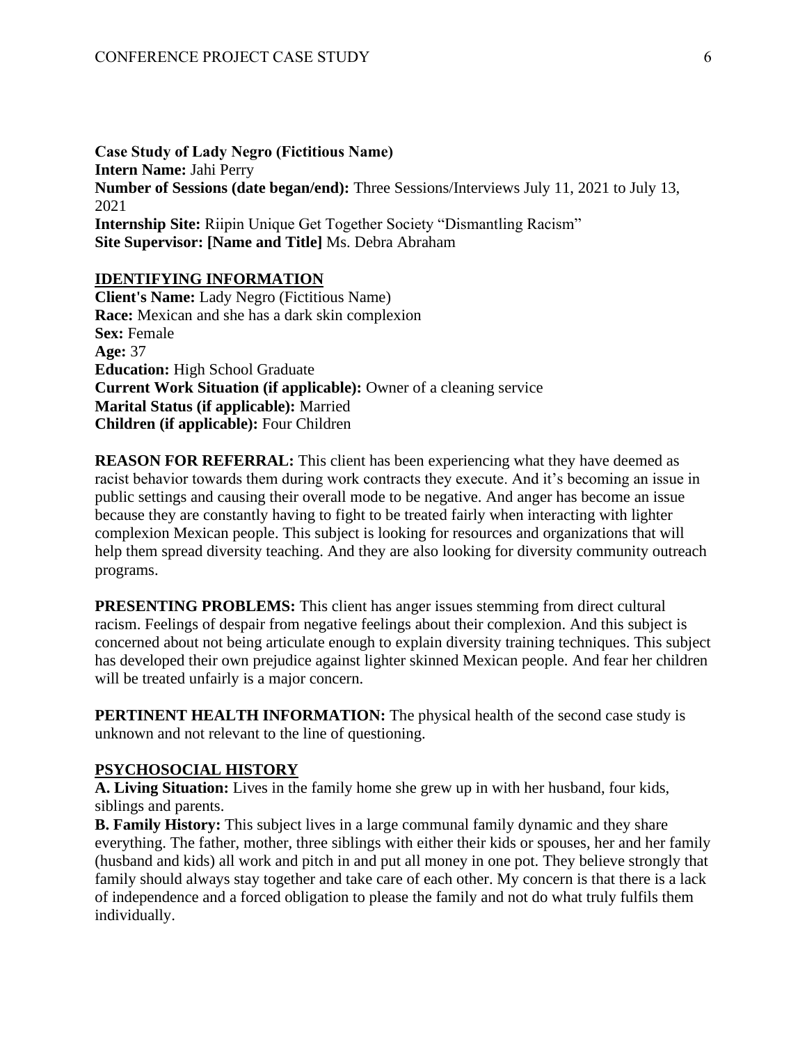**Case Study of Lady Negro (Fictitious Name)**
**Intern Name:** Jahi Perry
**Number of Sessions (date began/end):** Three Sessions/Interviews July 11, 2021 to July 13, 2021
**Internship Site:** Riipin Unique Get Together Society "Dismantling Racism"
**Site Supervisor: [Name and Title]** Ms. Debra Abraham

## IDENTIFYING INFORMATION

**Client's Name:** Lady Negro (Fictitious Name)
**Race:** Mexican and she has a dark skin complexion
**Sex:** Female
**Age:** 37
**Education:** High School Graduate
**Current Work Situation (if applicable):** Owner of a cleaning service
**Marital Status (if applicable):** Married
**Children (if applicable):** Four Children

**REASON FOR REFERRAL:** This client has been experiencing what they have deemed as racist behavior towards them during work contracts they execute. And it's becoming an issue in public settings and causing their overall mode to be negative. And anger has become an issue because they are constantly having to fight to be treated fairly when interacting with lighter complexion Mexican people. This subject is looking for resources and organizations that will help them spread diversity teaching. And they are also looking for diversity community outreach programs.

**PRESENTING PROBLEMS:** This client has anger issues stemming from direct cultural racism. Feelings of despair from negative feelings about their complexion. And this subject is concerned about not being articulate enough to explain diversity training techniques. This subject has developed their own prejudice against lighter skinned Mexican people. And fear her children will be treated unfairly is a major concern.

**PERTINENT HEALTH INFORMATION:** The physical health of the second case study is unknown and not relevant to the line of questioning.

## PSYCHOSOCIAL HISTORY

**A. Living Situation:** Lives in the family home she grew up in with her husband, four kids, siblings and parents.
**B. Family History:** This subject lives in a large communal family dynamic and they share everything. The father, mother, three siblings with either their kids or spouses, her and her family (husband and kids) all work and pitch in and put all money in one pot. They believe strongly that family should always stay together and take care of each other. My concern is that there is a lack of independence and a forced obligation to please the family and not do what truly fulfils them individually.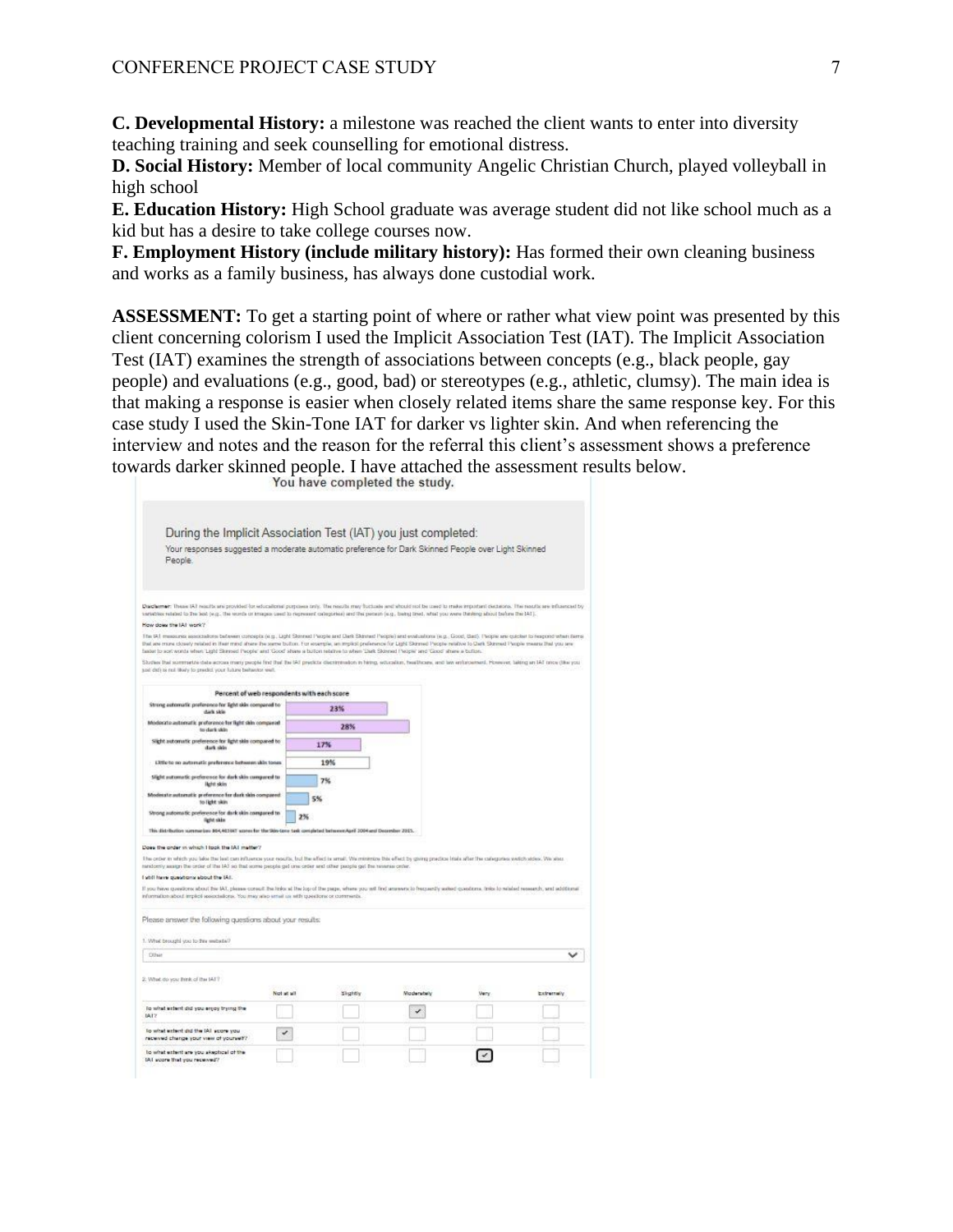**C. Developmental History:** a milestone was reached the client wants to enter into diversity teaching training and seek counselling for emotional distress.

**D. Social History:** Member of local community Angelic Christian Church, played volleyball in high school

**E. Education History:** High School graduate was average student did not like school much as a kid but has a desire to take college courses now.

**F. Employment History (include military history):** Has formed their own cleaning business and works as a family business, has always done custodial work.

**ASSESSMENT:** To get a starting point of where or rather what view point was presented by this client concerning colorism I used the Implicit Association Test (IAT). The Implicit Association Test (IAT) examines the strength of associations between concepts (e.g., black people, gay people) and evaluations (e.g., good, bad) or stereotypes (e.g., athletic, clumsy). The main idea is that making a response is easier when closely related items share the same response key. For this case study I used the Skin-Tone IAT for darker vs lighter skin. And when referencing the interview and notes and the reason for the referral this client's assessment shows a preference towards darker skinned people. I have attached the assessment results below.

You have completed the study.

During the Implicit Association Test (IAT) you just completed:

Your responses suggested a moderate automatic preference for Dark Skinned People over Light Skinned People.

**Percent of web respondents with each score**

| Score | Percent |
| --- | --- |
| Strong automatic preference for light skin compared to dark skin | 23% |
| Moderate automatic preference for light skin compared to dark skin | 28% |
| Slight automatic preference for light skin compared to dark skin | 17% |
| Little to no automatic preference between skin tones | 19% |
| Slight automatic preference for dark skin compared to light skin | 7% |
| Moderate automatic preference for dark skin compared to light skin | 5% |
| Strong automatic preference for dark skin compared to light skin | 2% |

Please answer the following questions about your results:

1. What brought you to this website?

Other

2. What do you think of the IAT?

| | Not at all | Slightly | Moderately | Very | Extremely |
| --- | --- | --- | --- | --- | --- |
| To what extent did you enjoy trying the IAT? | | | ✓ | | |
| To what extent did the IAT score you received change your view of yourself? | ✓ | | | | |
| To what extent are you skeptical of the IAT score that you received? | | | | ✓ | |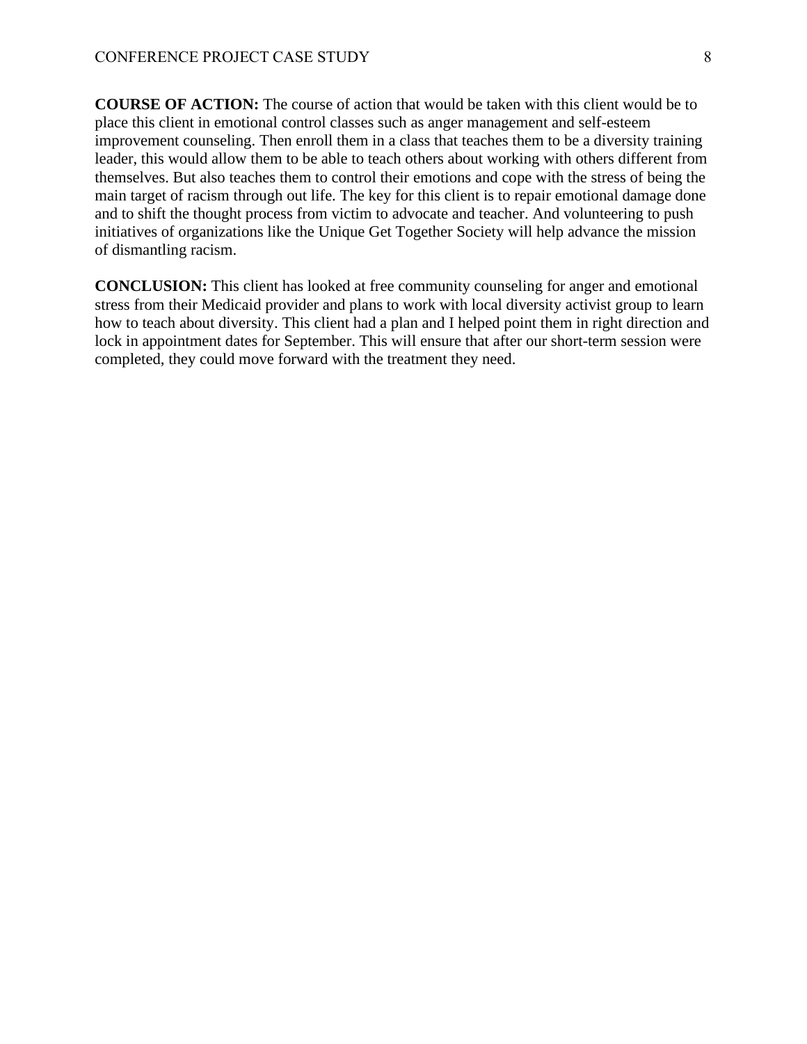**COURSE OF ACTION:** The course of action that would be taken with this client would be to place this client in emotional control classes such as anger management and self-esteem improvement counseling. Then enroll them in a class that teaches them to be a diversity training leader, this would allow them to be able to teach others about working with others different from themselves. But also teaches them to control their emotions and cope with the stress of being the main target of racism through out life. The key for this client is to repair emotional damage done and to shift the thought process from victim to advocate and teacher. And volunteering to push initiatives of organizations like the Unique Get Together Society will help advance the mission of dismantling racism.

**CONCLUSION:** This client has looked at free community counseling for anger and emotional stress from their Medicaid provider and plans to work with local diversity activist group to learn how to teach about diversity. This client had a plan and I helped point them in right direction and lock in appointment dates for September. This will ensure that after our short-term session were completed, they could move forward with the treatment they need.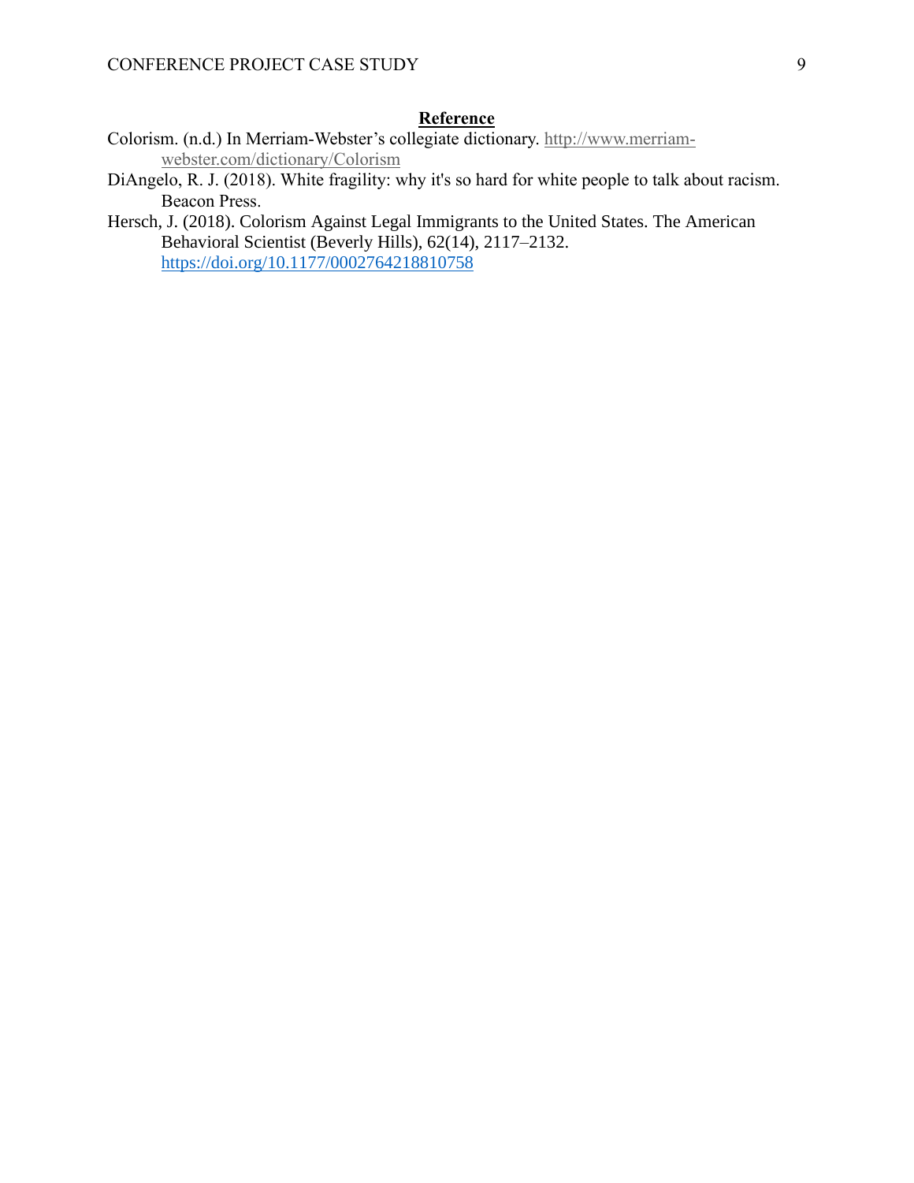## **Reference**

Colorism. (n.d.) In Merriam-Webster's collegiate dictionary. http://www.merriam-webster.com/dictionary/Colorism

DiAngelo, R. J. (2018). White fragility: why it's so hard for white people to talk about racism. Beacon Press.

Hersch, J. (2018). Colorism Against Legal Immigrants to the United States. The American Behavioral Scientist (Beverly Hills), 62(14), 2117–2132. https://doi.org/10.1177/0002764218810758